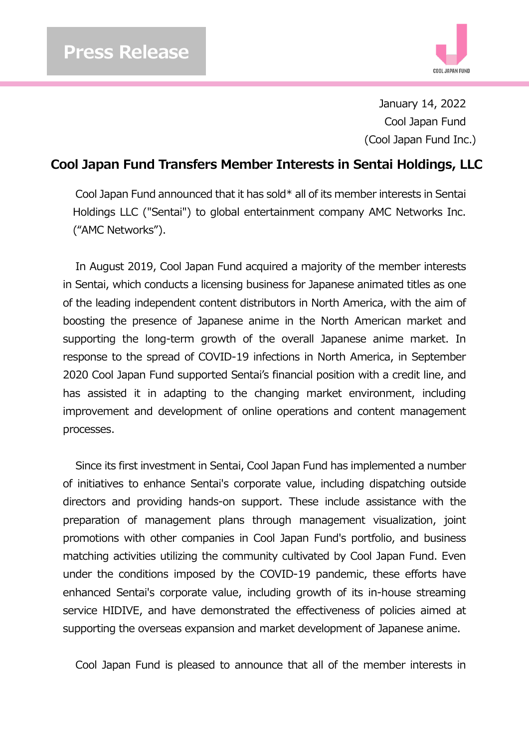Press Release

January 14, 2022
Cool Japan Fund
(Cool Japan Fund Inc.)

# Cool Japan Fund Transfers Member Interests in Sentai Holdings, LLC

Cool Japan Fund announced that it has sold* all of its member interests in Sentai Holdings LLC ("Sentai") to global entertainment company AMC Networks Inc. ("AMC Networks").

In August 2019, Cool Japan Fund acquired a majority of the member interests in Sentai, which conducts a licensing business for Japanese animated titles as one of the leading independent content distributors in North America, with the aim of boosting the presence of Japanese anime in the North American market and supporting the long-term growth of the overall Japanese anime market. In response to the spread of COVID-19 infections in North America, in September 2020 Cool Japan Fund supported Sentai's financial position with a credit line, and has assisted it in adapting to the changing market environment, including improvement and development of online operations and content management processes.

Since its first investment in Sentai, Cool Japan Fund has implemented a number of initiatives to enhance Sentai's corporate value, including dispatching outside directors and providing hands-on support. These include assistance with the preparation of management plans through management visualization, joint promotions with other companies in Cool Japan Fund's portfolio, and business matching activities utilizing the community cultivated by Cool Japan Fund. Even under the conditions imposed by the COVID-19 pandemic, these efforts have enhanced Sentai's corporate value, including growth of its in-house streaming service HIDIVE, and have demonstrated the effectiveness of policies aimed at supporting the overseas expansion and market development of Japanese anime.

Cool Japan Fund is pleased to announce that all of the member interests in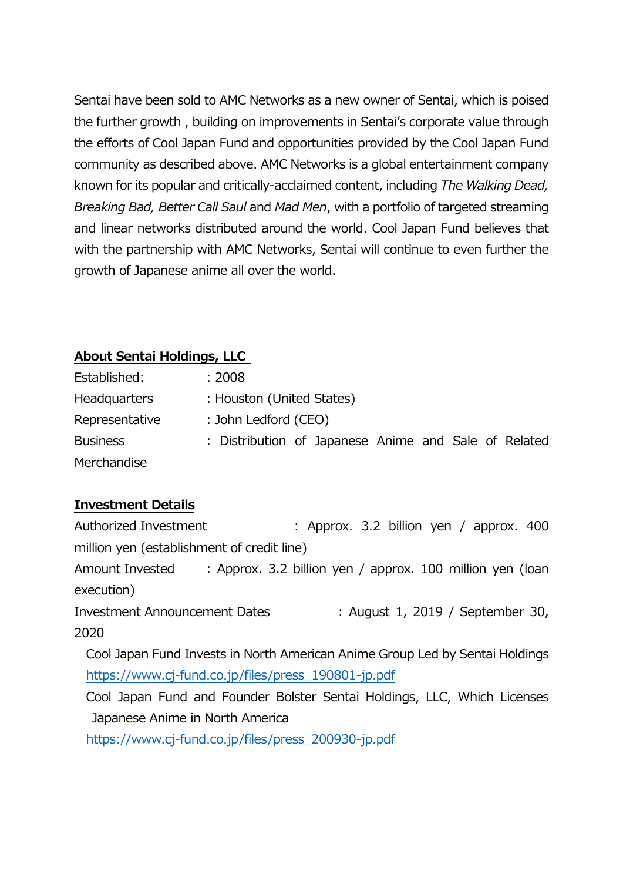Sentai have been sold to AMC Networks as a new owner of Sentai, which is poised the further growth , building on improvements in Sentai's corporate value through the efforts of Cool Japan Fund and opportunities provided by the Cool Japan Fund community as described above. AMC Networks is a global entertainment company known for its popular and critically-acclaimed content, including *The Walking Dead, Breaking Bad, Better Call Saul* and *Mad Men*, with a portfolio of targeted streaming and linear networks distributed around the world. Cool Japan Fund believes that with the partnership with AMC Networks, Sentai will continue to even further the growth of Japanese anime all over the world.

**About Sentai Holdings, LLC**

Established: : 2008

Headquarters : Houston (United States)

Representative : John Ledford (CEO)

Business : Distribution of Japanese Anime and Sale of Related Merchandise

**Investment Details**

Authorized Investment : Approx. 3.2 billion yen / approx. 400 million yen (establishment of credit line)

Amount Invested : Approx. 3.2 billion yen / approx. 100 million yen (loan execution)

Investment Announcement Dates : August 1, 2019 / September 30, 2020

Cool Japan Fund Invests in North American Anime Group Led by Sentai Holdings
https://www.cj-fund.co.jp/files/press_190801-jp.pdf

Cool Japan Fund and Founder Bolster Sentai Holdings, LLC, Which Licenses Japanese Anime in North America
https://www.cj-fund.co.jp/files/press_200930-jp.pdf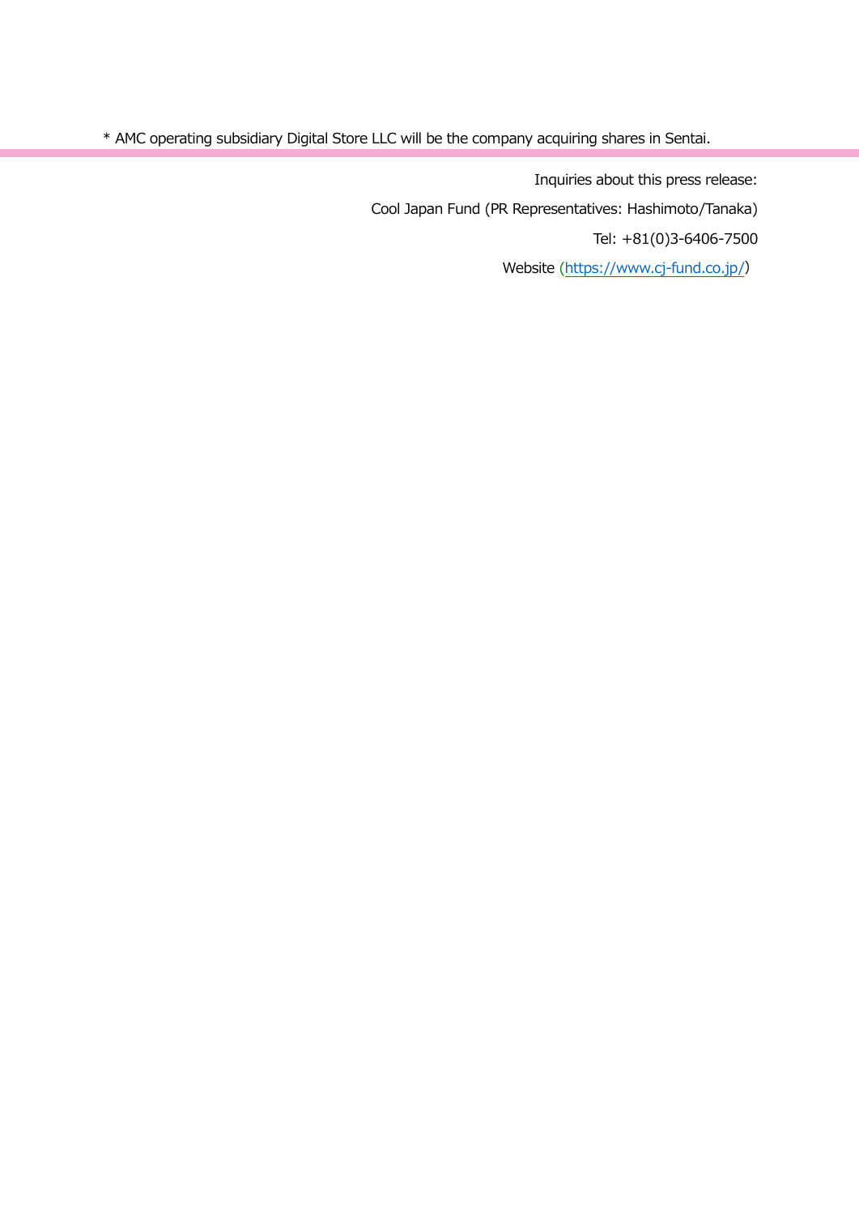* AMC operating subsidiary Digital Store LLC will be the company acquiring shares in Sentai.

---

Inquiries about this press release:

Cool Japan Fund (PR Representatives: Hashimoto/Tanaka)

Tel: +81(0)3-6406-7500

Website (https://www.cj-fund.co.jp/)